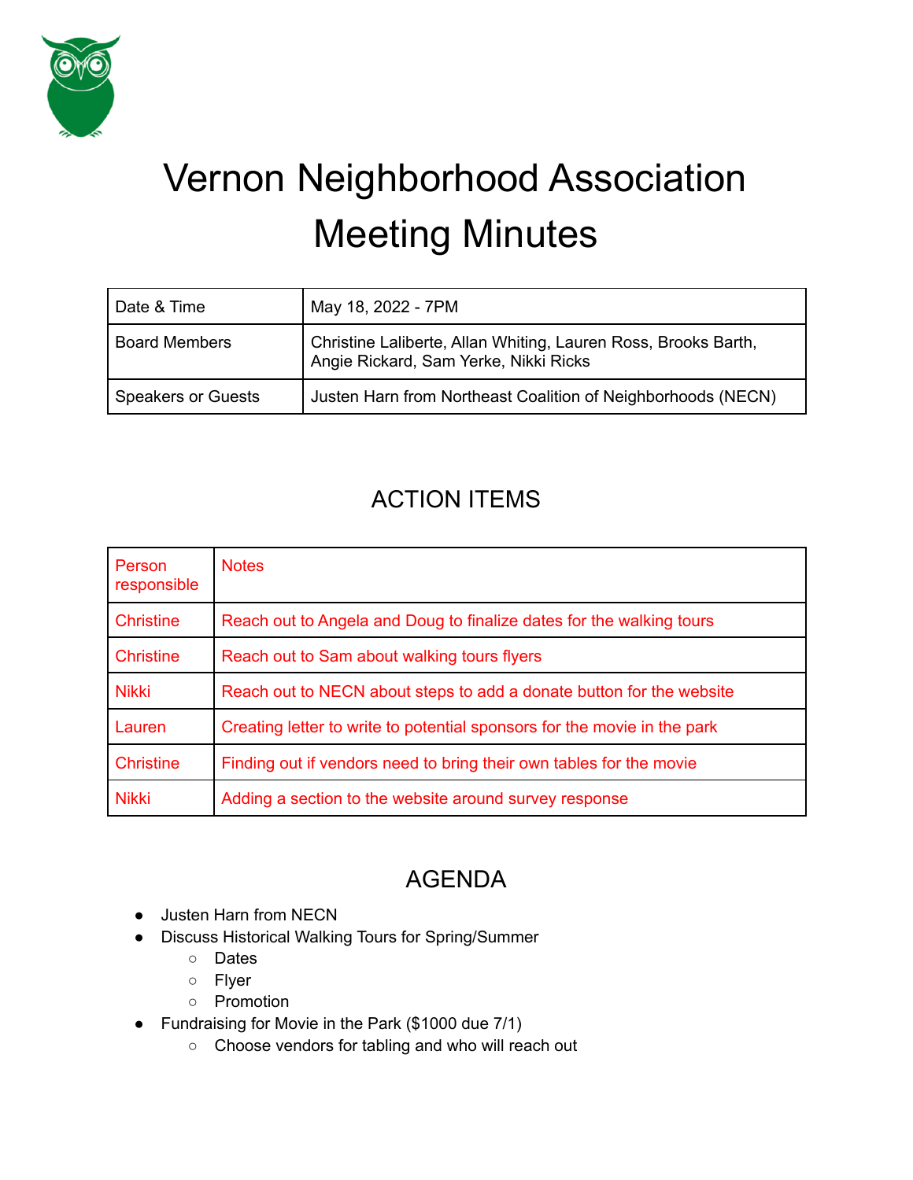# Vernon Neighborhood Association Meeting Minutes

| Date & Time | May 18, 2022 - 7PM |
|---|---|
| Board Members | Christine Laliberte, Allan Whiting, Lauren Ross, Brooks Barth, Angie Rickard, Sam Yerke, Nikki Ricks |
| Speakers or Guests | Justen Harn from Northeast Coalition of Neighborhoods (NECN) |

## ACTION ITEMS

| Person responsible | Notes |
|---|---|
| Christine | Reach out to Angela and Doug to finalize dates for the walking tours |
| Christine | Reach out to Sam about walking tours flyers |
| Nikki | Reach out to NECN about steps to add a donate button for the website |
| Lauren | Creating letter to write to potential sponsors for the movie in the park |
| Christine | Finding out if vendors need to bring their own tables for the movie |
| Nikki | Adding a section to the website around survey response |

## AGENDA

- Justen Harn from NECN
- Discuss Historical Walking Tours for Spring/Summer
  - Dates
  - Flyer
  - Promotion
- Fundraising for Movie in the Park ($1000 due 7/1)
  - Choose vendors for tabling and who will reach out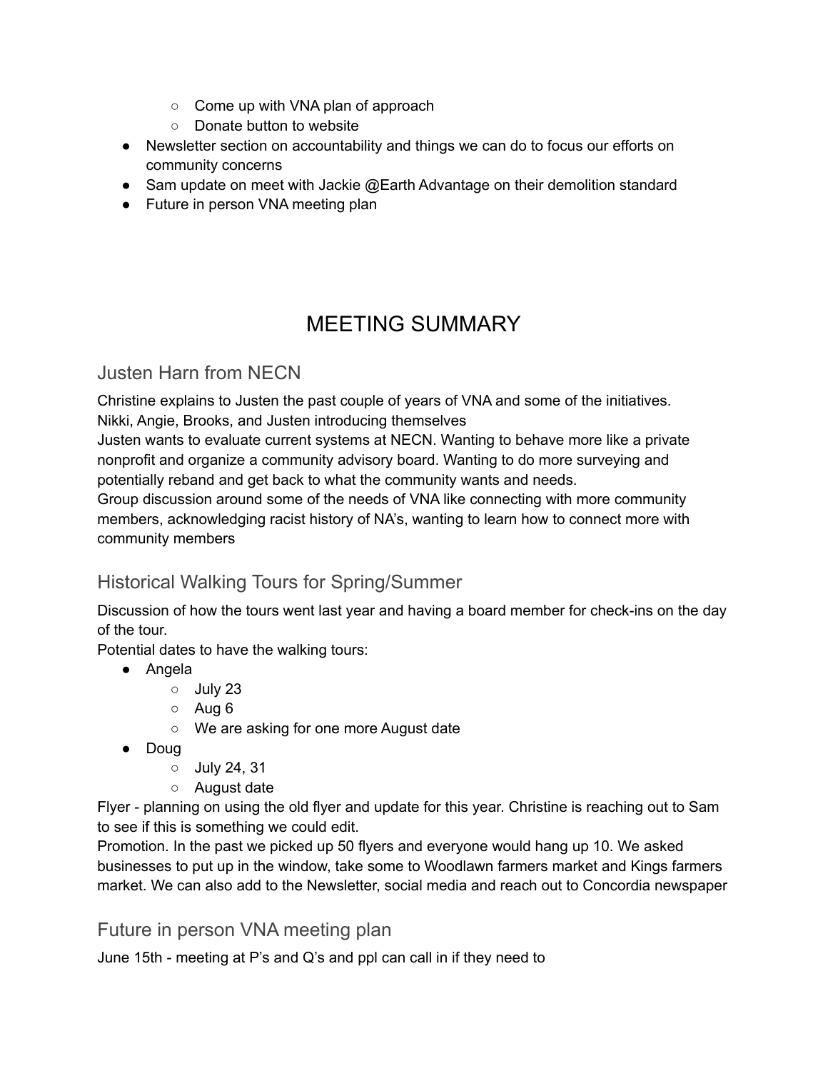- Come up with VNA plan of approach
    - Donate button to website
- Newsletter section on accountability and things we can do to focus our efforts on community concerns
- Sam update on meet with Jackie @Earth Advantage on their demolition standard
- Future in person VNA meeting plan

# MEETING SUMMARY

## Justen Harn from NECN

Christine explains to Justen the past couple of years of VNA and some of the initiatives.
Nikki, Angie, Brooks, and Justen introducing themselves
Justen wants to evaluate current systems at NECN. Wanting to behave more like a private nonprofit and organize a community advisory board. Wanting to do more surveying and potentially reband and get back to what the community wants and needs.
Group discussion around some of the needs of VNA like connecting with more community members, acknowledging racist history of NA's, wanting to learn how to connect more with community members

## Historical Walking Tours for Spring/Summer

Discussion of how the tours went last year and having a board member for check-ins on the day of the tour.
Potential dates to have the walking tours:

- Angela
    - July 23
    - Aug 6
    - We are asking for one more August date
- Doug
    - July 24, 31
    - August date

Flyer - planning on using the old flyer and update for this year. Christine is reaching out to Sam to see if this is something we could edit.
Promotion. In the past we picked up 50 flyers and everyone would hang up 10. We asked businesses to put up in the window, take some to Woodlawn farmers market and Kings farmers market. We can also add to the Newsletter, social media and reach out to Concordia newspaper

## Future in person VNA meeting plan

June 15th - meeting at P's and Q's and ppl can call in if they need to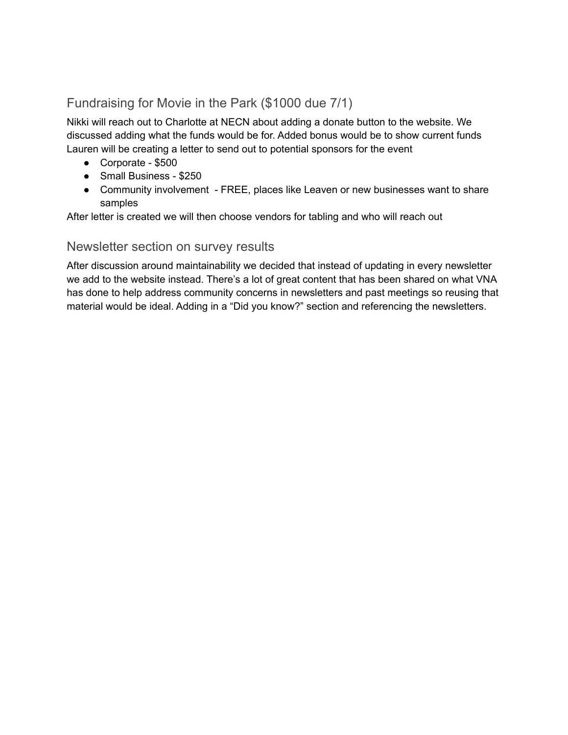## Fundraising for Movie in the Park ($1000 due 7/1)

Nikki will reach out to Charlotte at NECN about adding a donate button to the website. We discussed adding what the funds would be for. Added bonus would be to show current funds
Lauren will be creating a letter to send out to potential sponsors for the event

- Corporate - $500
- Small Business - $250
- Community involvement - FREE, places like Leaven or new businesses want to share samples

After letter is created we will then choose vendors for tabling and who will reach out

## Newsletter section on survey results

After discussion around maintainability we decided that instead of updating in every newsletter we add to the website instead. There's a lot of great content that has been shared on what VNA has done to help address community concerns in newsletters and past meetings so reusing that material would be ideal. Adding in a "Did you know?" section and referencing the newsletters.